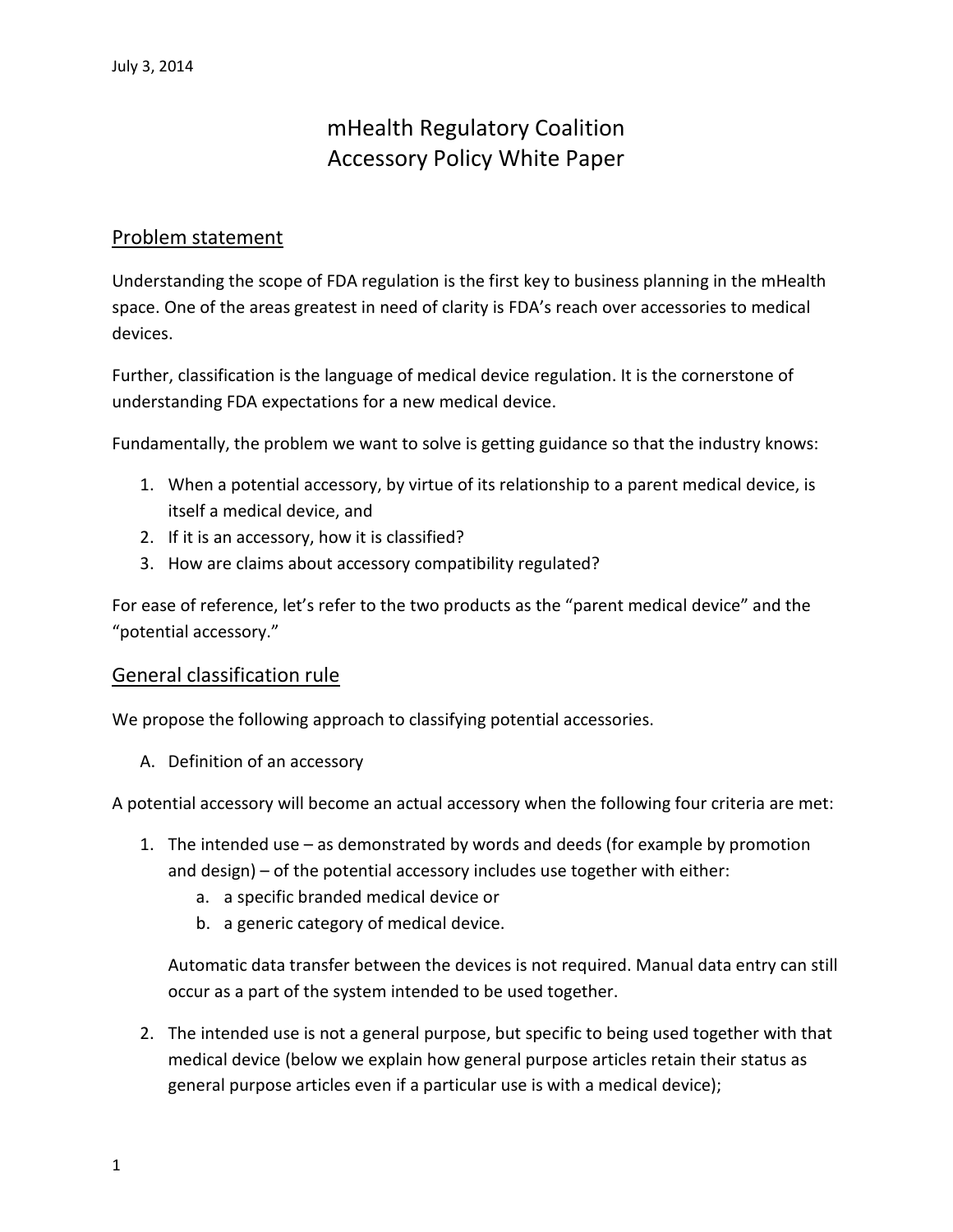July 3, 2014

# mHealth Regulatory Coalition
# Accessory Policy White Paper

## Problem statement

Understanding the scope of FDA regulation is the first key to business planning in the mHealth space. One of the areas greatest in need of clarity is FDA's reach over accessories to medical devices.

Further, classification is the language of medical device regulation. It is the cornerstone of understanding FDA expectations for a new medical device.

Fundamentally, the problem we want to solve is getting guidance so that the industry knows:

1. When a potential accessory, by virtue of its relationship to a parent medical device, is itself a medical device, and
2. If it is an accessory, how it is classified?
3. How are claims about accessory compatibility regulated?

For ease of reference, let's refer to the two products as the "parent medical device" and the "potential accessory."

## General classification rule

We propose the following approach to classifying potential accessories.

A. Definition of an accessory

A potential accessory will become an actual accessory when the following four criteria are met:

1. The intended use – as demonstrated by words and deeds (for example by promotion and design) – of the potential accessory includes use together with either:
   a. a specific branded medical device or
   b. a generic category of medical device.

   Automatic data transfer between the devices is not required. Manual data entry can still occur as a part of the system intended to be used together.

2. The intended use is not a general purpose, but specific to being used together with that medical device (below we explain how general purpose articles retain their status as general purpose articles even if a particular use is with a medical device);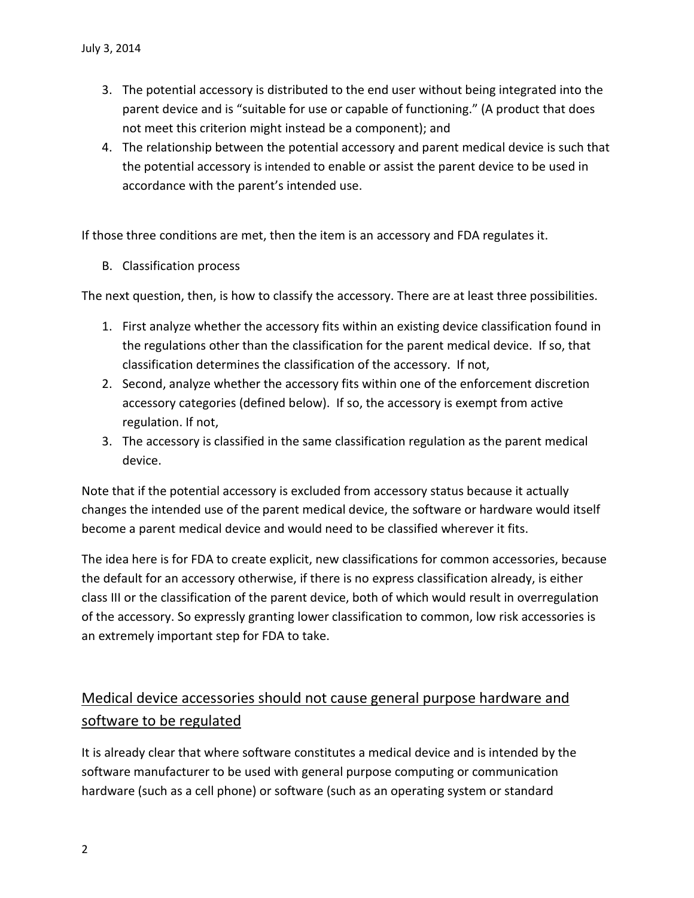3. The potential accessory is distributed to the end user without being integrated into the parent device and is "suitable for use or capable of functioning." (A product that does not meet this criterion might instead be a component); and
4. The relationship between the potential accessory and parent medical device is such that the potential accessory is intended to enable or assist the parent device to be used in accordance with the parent's intended use.

If those three conditions are met, then the item is an accessory and FDA regulates it.

B. Classification process

The next question, then, is how to classify the accessory. There are at least three possibilities.

1. First analyze whether the accessory fits within an existing device classification found in the regulations other than the classification for the parent medical device. If so, that classification determines the classification of the accessory. If not,
2. Second, analyze whether the accessory fits within one of the enforcement discretion accessory categories (defined below). If so, the accessory is exempt from active regulation. If not,
3. The accessory is classified in the same classification regulation as the parent medical device.

Note that if the potential accessory is excluded from accessory status because it actually changes the intended use of the parent medical device, the software or hardware would itself become a parent medical device and would need to be classified wherever it fits.

The idea here is for FDA to create explicit, new classifications for common accessories, because the default for an accessory otherwise, if there is no express classification already, is either class III or the classification of the parent device, both of which would result in overregulation of the accessory. So expressly granting lower classification to common, low risk accessories is an extremely important step for FDA to take.

## Medical device accessories should not cause general purpose hardware and software to be regulated

It is already clear that where software constitutes a medical device and is intended by the software manufacturer to be used with general purpose computing or communication hardware (such as a cell phone) or software (such as an operating system or standard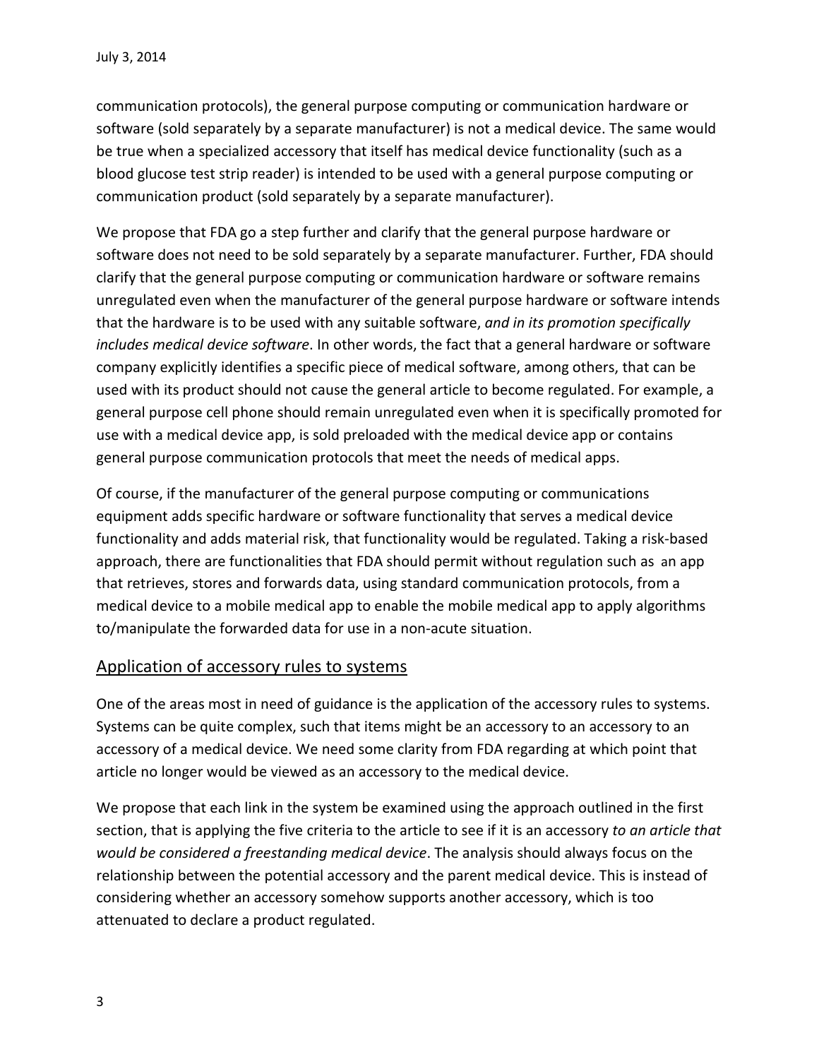communication protocols), the general purpose computing or communication hardware or software (sold separately by a separate manufacturer) is not a medical device. The same would be true when a specialized accessory that itself has medical device functionality (such as a blood glucose test strip reader) is intended to be used with a general purpose computing or communication product (sold separately by a separate manufacturer).

We propose that FDA go a step further and clarify that the general purpose hardware or software does not need to be sold separately by a separate manufacturer. Further, FDA should clarify that the general purpose computing or communication hardware or software remains unregulated even when the manufacturer of the general purpose hardware or software intends that the hardware is to be used with any suitable software, *and in its promotion specifically includes medical device software*. In other words, the fact that a general hardware or software company explicitly identifies a specific piece of medical software, among others, that can be used with its product should not cause the general article to become regulated. For example, a general purpose cell phone should remain unregulated even when it is specifically promoted for use with a medical device app, is sold preloaded with the medical device app or contains general purpose communication protocols that meet the needs of medical apps.

Of course, if the manufacturer of the general purpose computing or communications equipment adds specific hardware or software functionality that serves a medical device functionality and adds material risk, that functionality would be regulated. Taking a risk-based approach, there are functionalities that FDA should permit without regulation such as an app that retrieves, stores and forwards data, using standard communication protocols, from a medical device to a mobile medical app to enable the mobile medical app to apply algorithms to/manipulate the forwarded data for use in a non-acute situation.

## Application of accessory rules to systems

One of the areas most in need of guidance is the application of the accessory rules to systems. Systems can be quite complex, such that items might be an accessory to an accessory to an accessory of a medical device. We need some clarity from FDA regarding at which point that article no longer would be viewed as an accessory to the medical device.

We propose that each link in the system be examined using the approach outlined in the first section, that is applying the five criteria to the article to see if it is an accessory *to an article that would be considered a freestanding medical device*. The analysis should always focus on the relationship between the potential accessory and the parent medical device. This is instead of considering whether an accessory somehow supports another accessory, which is too attenuated to declare a product regulated.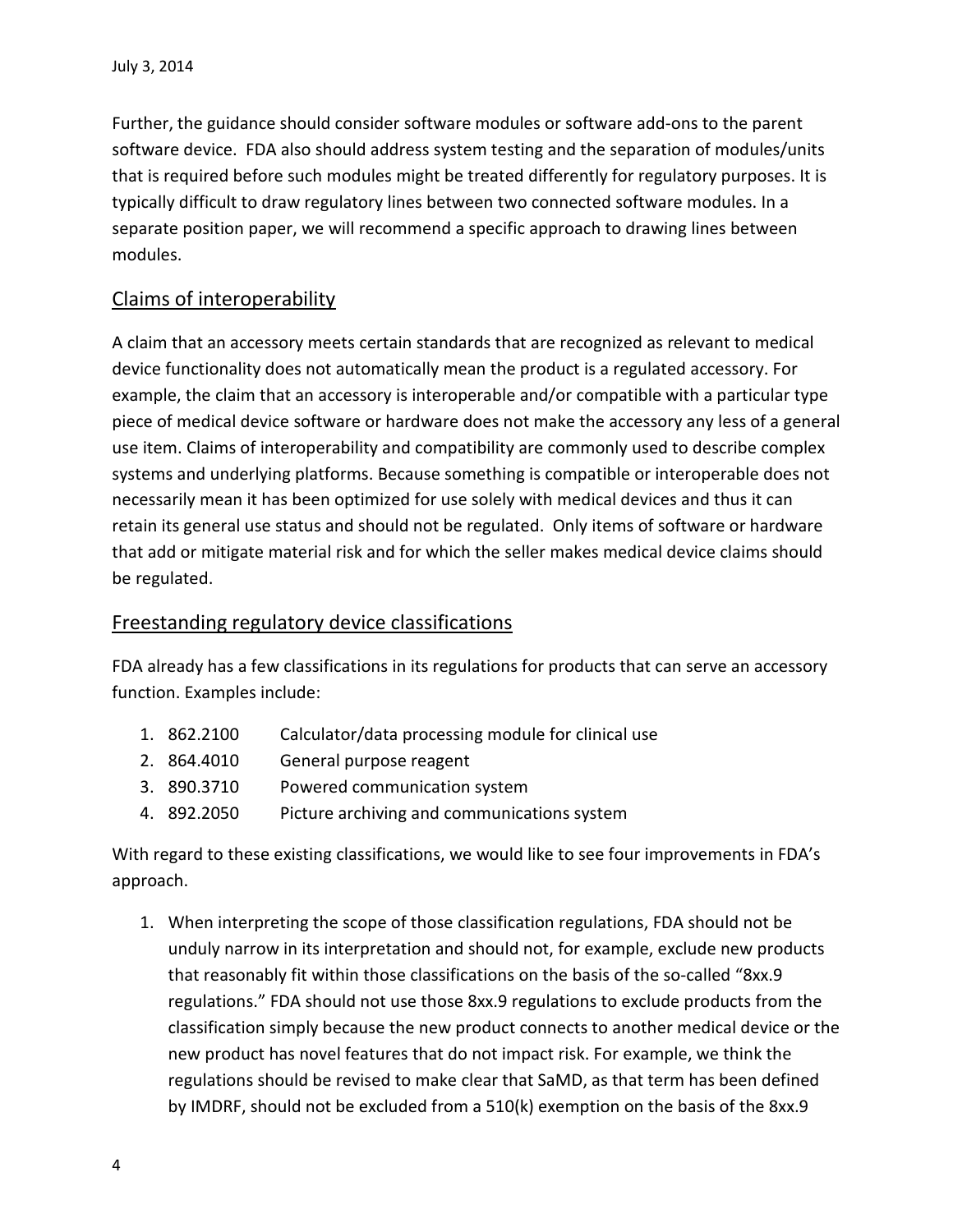Further, the guidance should consider software modules or software add-ons to the parent software device. FDA also should address system testing and the separation of modules/units that is required before such modules might be treated differently for regulatory purposes. It is typically difficult to draw regulatory lines between two connected software modules. In a separate position paper, we will recommend a specific approach to drawing lines between modules.

## Claims of interoperability

A claim that an accessory meets certain standards that are recognized as relevant to medical device functionality does not automatically mean the product is a regulated accessory. For example, the claim that an accessory is interoperable and/or compatible with a particular type piece of medical device software or hardware does not make the accessory any less of a general use item. Claims of interoperability and compatibility are commonly used to describe complex systems and underlying platforms. Because something is compatible or interoperable does not necessarily mean it has been optimized for use solely with medical devices and thus it can retain its general use status and should not be regulated. Only items of software or hardware that add or mitigate material risk and for which the seller makes medical device claims should be regulated.

## Freestanding regulatory device classifications

FDA already has a few classifications in its regulations for products that can serve an accessory function. Examples include:

1. 862.2100 Calculator/data processing module for clinical use
2. 864.4010 General purpose reagent
3. 890.3710 Powered communication system
4. 892.2050 Picture archiving and communications system

With regard to these existing classifications, we would like to see four improvements in FDA's approach.

1. When interpreting the scope of those classification regulations, FDA should not be unduly narrow in its interpretation and should not, for example, exclude new products that reasonably fit within those classifications on the basis of the so-called "8xx.9 regulations." FDA should not use those 8xx.9 regulations to exclude products from the classification simply because the new product connects to another medical device or the new product has novel features that do not impact risk. For example, we think the regulations should be revised to make clear that SaMD, as that term has been defined by IMDRF, should not be excluded from a 510(k) exemption on the basis of the 8xx.9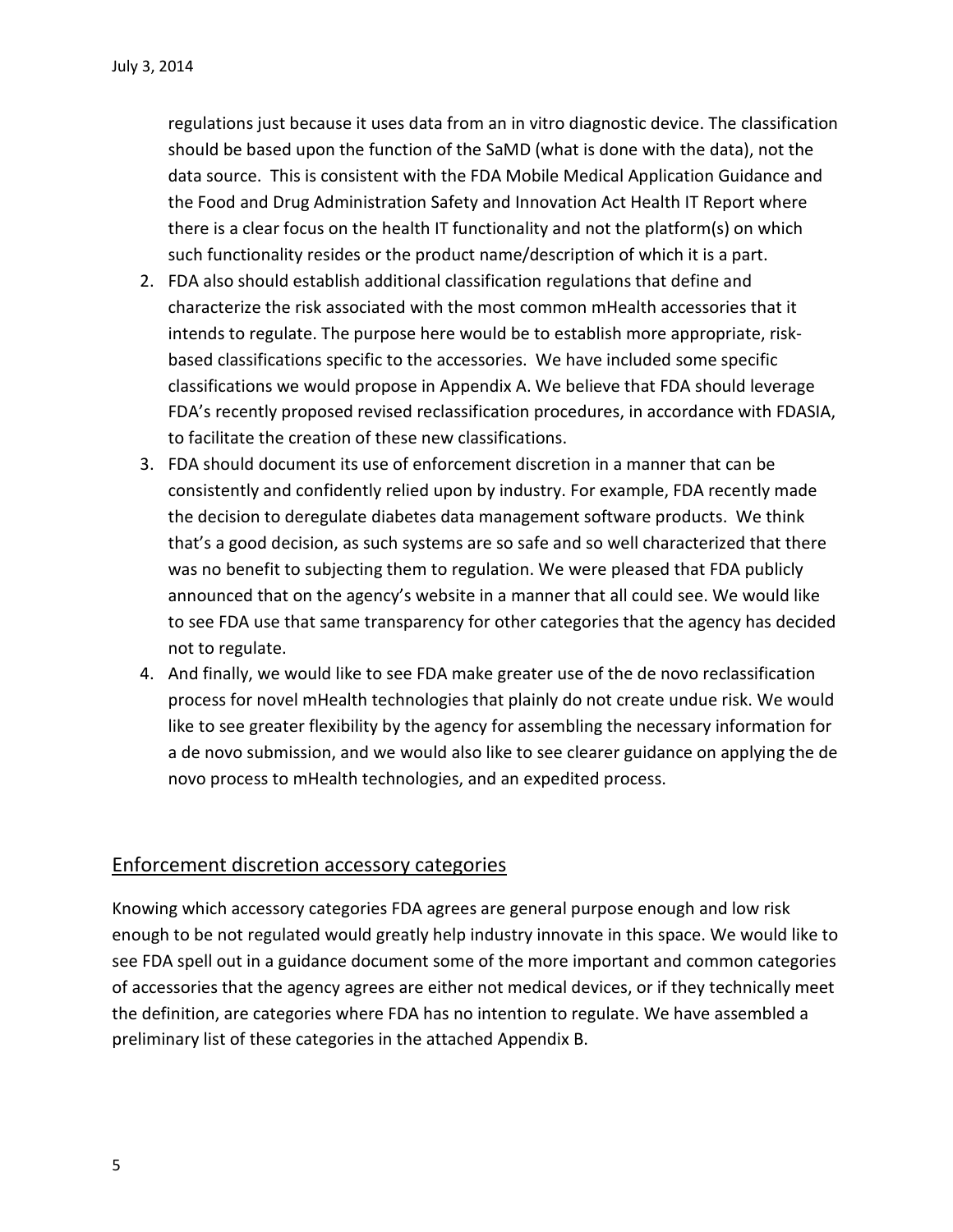regulations just because it uses data from an in vitro diagnostic device. The classification should be based upon the function of the SaMD (what is done with the data), not the data source. This is consistent with the FDA Mobile Medical Application Guidance and the Food and Drug Administration Safety and Innovation Act Health IT Report where there is a clear focus on the health IT functionality and not the platform(s) on which such functionality resides or the product name/description of which it is a part.

2. FDA also should establish additional classification regulations that define and characterize the risk associated with the most common mHealth accessories that it intends to regulate. The purpose here would be to establish more appropriate, risk-based classifications specific to the accessories. We have included some specific classifications we would propose in Appendix A. We believe that FDA should leverage FDA's recently proposed revised reclassification procedures, in accordance with FDASIA, to facilitate the creation of these new classifications.
3. FDA should document its use of enforcement discretion in a manner that can be consistently and confidently relied upon by industry. For example, FDA recently made the decision to deregulate diabetes data management software products. We think that's a good decision, as such systems are so safe and so well characterized that there was no benefit to subjecting them to regulation. We were pleased that FDA publicly announced that on the agency's website in a manner that all could see. We would like to see FDA use that same transparency for other categories that the agency has decided not to regulate.
4. And finally, we would like to see FDA make greater use of the de novo reclassification process for novel mHealth technologies that plainly do not create undue risk. We would like to see greater flexibility by the agency for assembling the necessary information for a de novo submission, and we would also like to see clearer guidance on applying the de novo process to mHealth technologies, and an expedited process.

## Enforcement discretion accessory categories

Knowing which accessory categories FDA agrees are general purpose enough and low risk enough to be not regulated would greatly help industry innovate in this space. We would like to see FDA spell out in a guidance document some of the more important and common categories of accessories that the agency agrees are either not medical devices, or if they technically meet the definition, are categories where FDA has no intention to regulate. We have assembled a preliminary list of these categories in the attached Appendix B.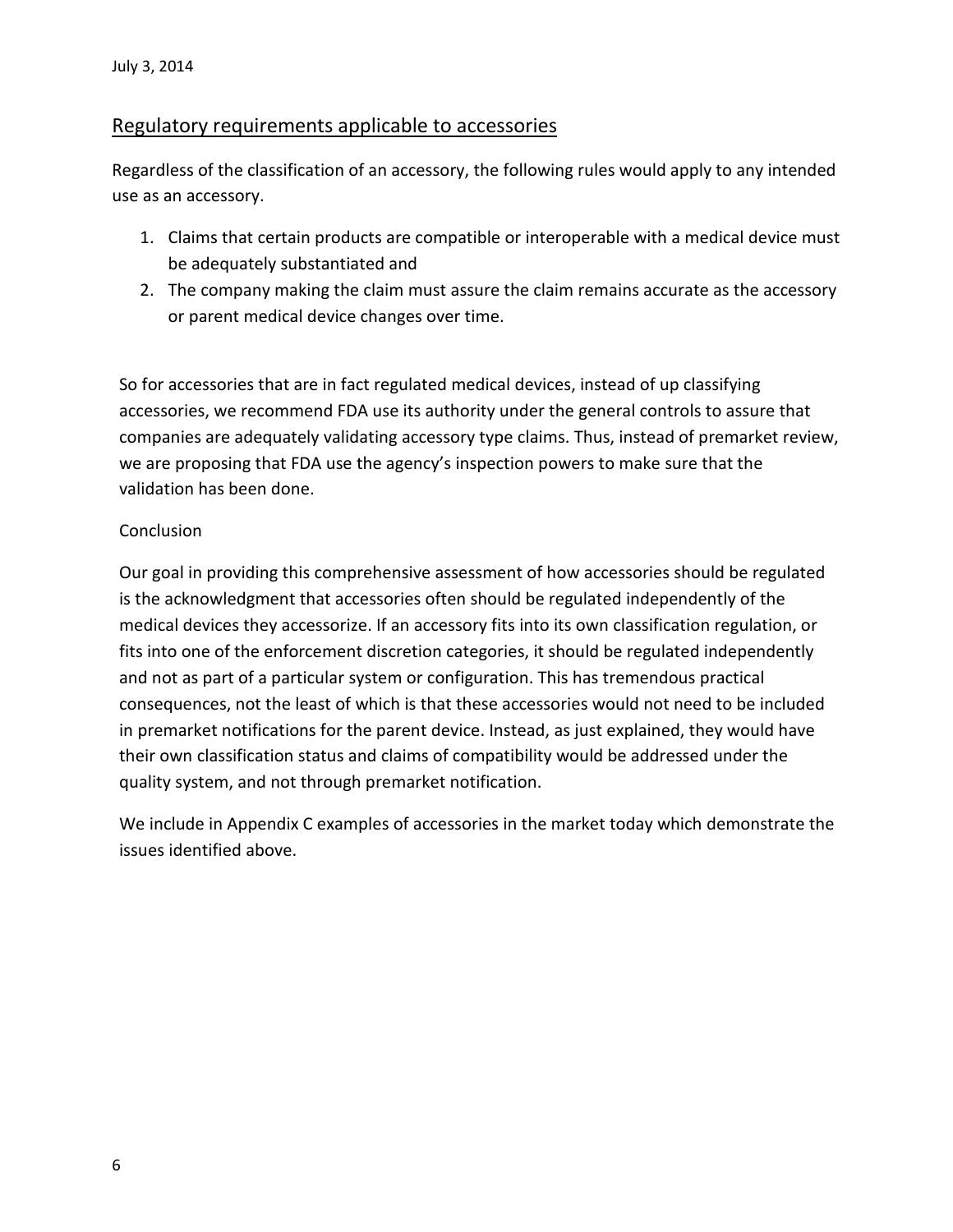## Regulatory requirements applicable to accessories

Regardless of the classification of an accessory, the following rules would apply to any intended use as an accessory.

1. Claims that certain products are compatible or interoperable with a medical device must be adequately substantiated and
2. The company making the claim must assure the claim remains accurate as the accessory or parent medical device changes over time.

So for accessories that are in fact regulated medical devices, instead of up classifying accessories, we recommend FDA use its authority under the general controls to assure that companies are adequately validating accessory type claims. Thus, instead of premarket review, we are proposing that FDA use the agency's inspection powers to make sure that the validation has been done.

Conclusion

Our goal in providing this comprehensive assessment of how accessories should be regulated is the acknowledgment that accessories often should be regulated independently of the medical devices they accessorize. If an accessory fits into its own classification regulation, or fits into one of the enforcement discretion categories, it should be regulated independently and not as part of a particular system or configuration. This has tremendous practical consequences, not the least of which is that these accessories would not need to be included in premarket notifications for the parent device. Instead, as just explained, they would have their own classification status and claims of compatibility would be addressed under the quality system, and not through premarket notification.

We include in Appendix C examples of accessories in the market today which demonstrate the issues identified above.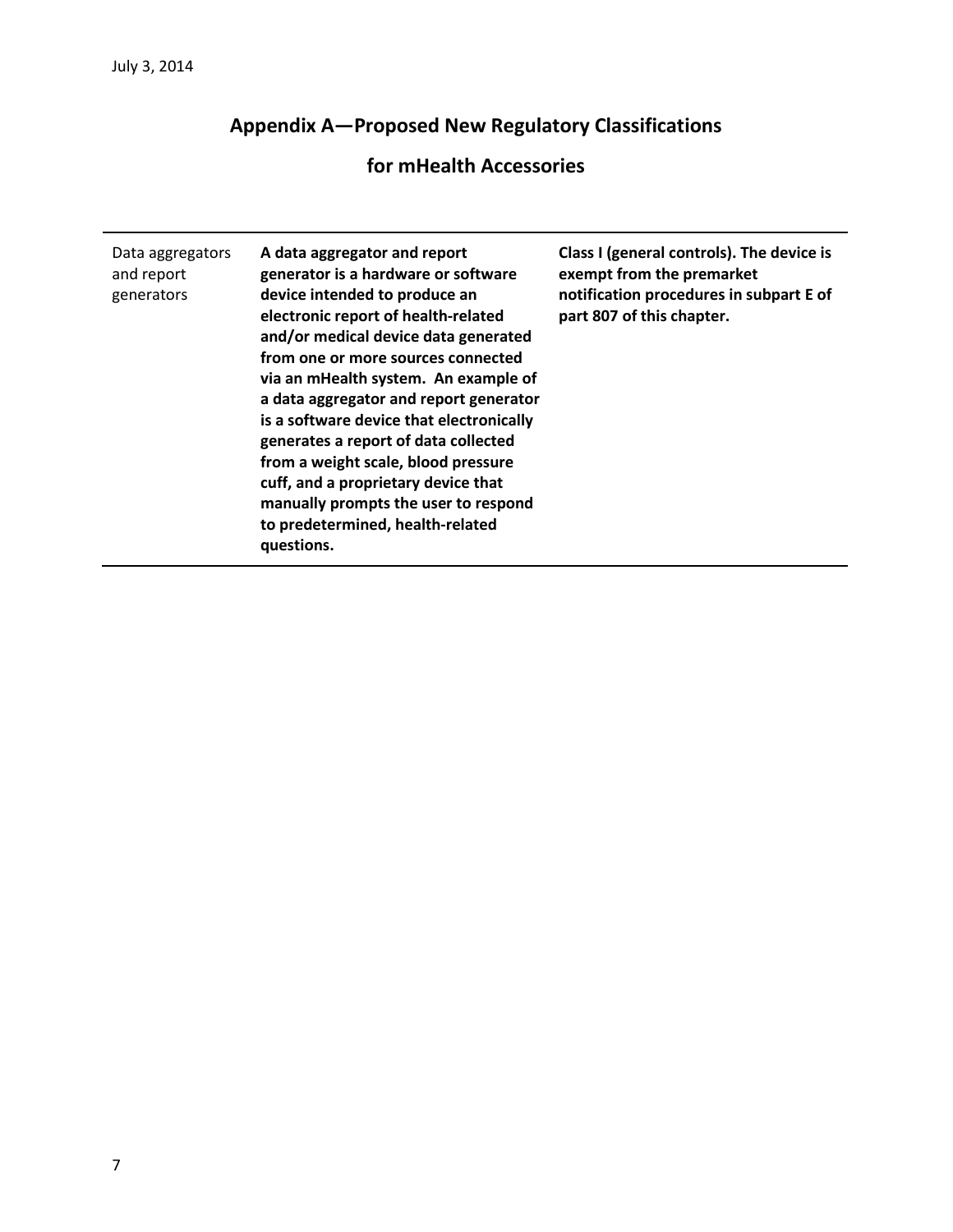# Appendix A—Proposed New Regulatory Classifications for mHealth Accessories

| | | |
|---|---|---|
| Data aggregators and report generators | **A data aggregator and report generator is a hardware or software device intended to produce an electronic report of health-related and/or medical device data generated from one or more sources connected via an mHealth system. An example of a data aggregator and report generator is a software device that electronically generates a report of data collected from a weight scale, blood pressure cuff, and a proprietary device that manually prompts the user to respond to predetermined, health-related questions.** | **Class I (general controls). The device is exempt from the premarket notification procedures in subpart E of part 807 of this chapter.** |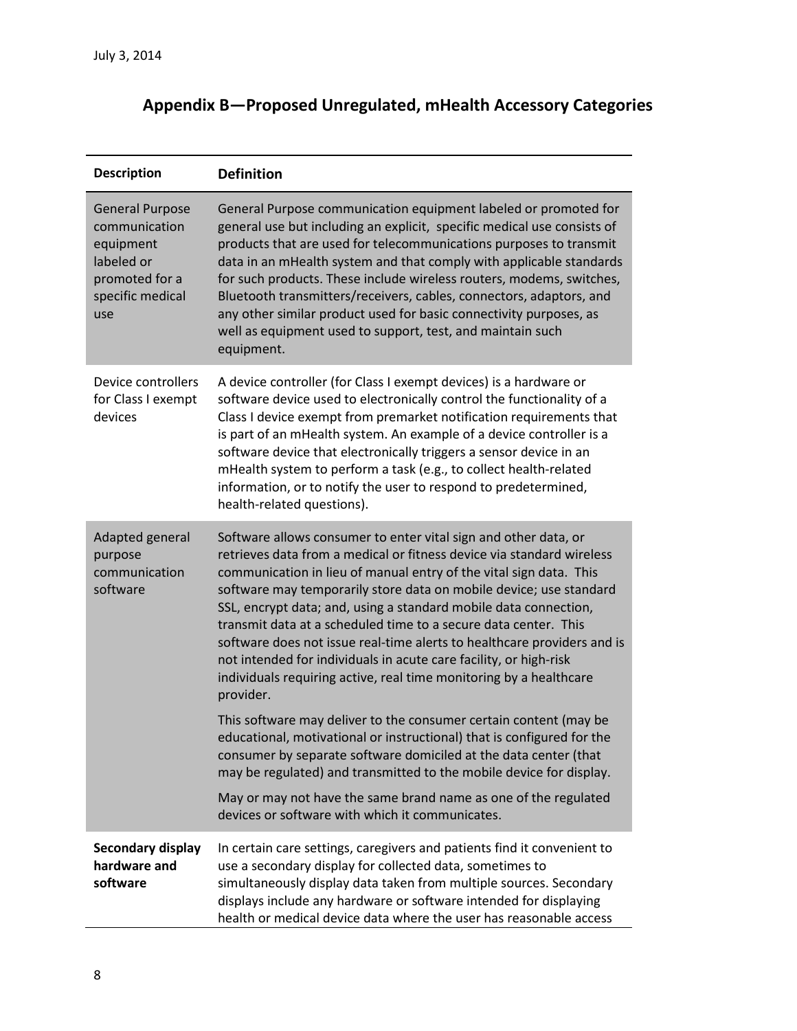## Appendix B—Proposed Unregulated, mHealth Accessory Categories

| Description | Definition |
|---|---|
| General Purpose communication equipment labeled or promoted for a specific medical use | General Purpose communication equipment labeled or promoted for general use but including an explicit, specific medical use consists of products that are used for telecommunications purposes to transmit data in an mHealth system and that comply with applicable standards for such products. These include wireless routers, modems, switches, Bluetooth transmitters/receivers, cables, connectors, adaptors, and any other similar product used for basic connectivity purposes, as well as equipment used to support, test, and maintain such equipment. |
| Device controllers for Class I exempt devices | A device controller (for Class I exempt devices) is a hardware or software device used to electronically control the functionality of a Class I device exempt from premarket notification requirements that is part of an mHealth system. An example of a device controller is a software device that electronically triggers a sensor device in an mHealth system to perform a task (e.g., to collect health-related information, or to notify the user to respond to predetermined, health-related questions). |
| Adapted general purpose communication software | Software allows consumer to enter vital sign and other data, or retrieves data from a medical or fitness device via standard wireless communication in lieu of manual entry of the vital sign data. This software may temporarily store data on mobile device; use standard SSL, encrypt data; and, using a standard mobile data connection, transmit data at a scheduled time to a secure data center. This software does not issue real-time alerts to healthcare providers and is not intended for individuals in acute care facility, or high-risk individuals requiring active, real time monitoring by a healthcare provider.<br><br>This software may deliver to the consumer certain content (may be educational, motivational or instructional) that is configured for the consumer by separate software domiciled at the data center (that may be regulated) and transmitted to the mobile device for display.<br><br>May or may not have the same brand name as one of the regulated devices or software with which it communicates. |
| **Secondary display hardware and software** | In certain care settings, caregivers and patients find it convenient to use a secondary display for collected data, sometimes to simultaneously display data taken from multiple sources. Secondary displays include any hardware or software intended for displaying health or medical device data where the user has reasonable access |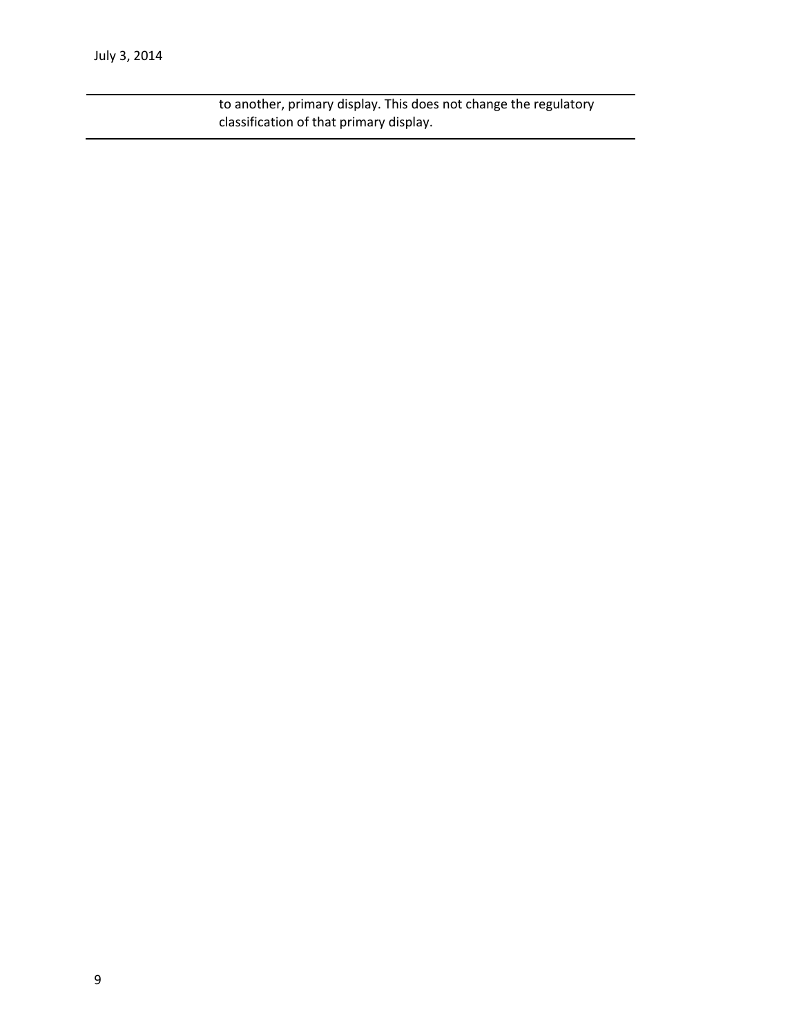| | |
|---|---|
| | to another, primary display. This does not change the regulatory classification of that primary display. |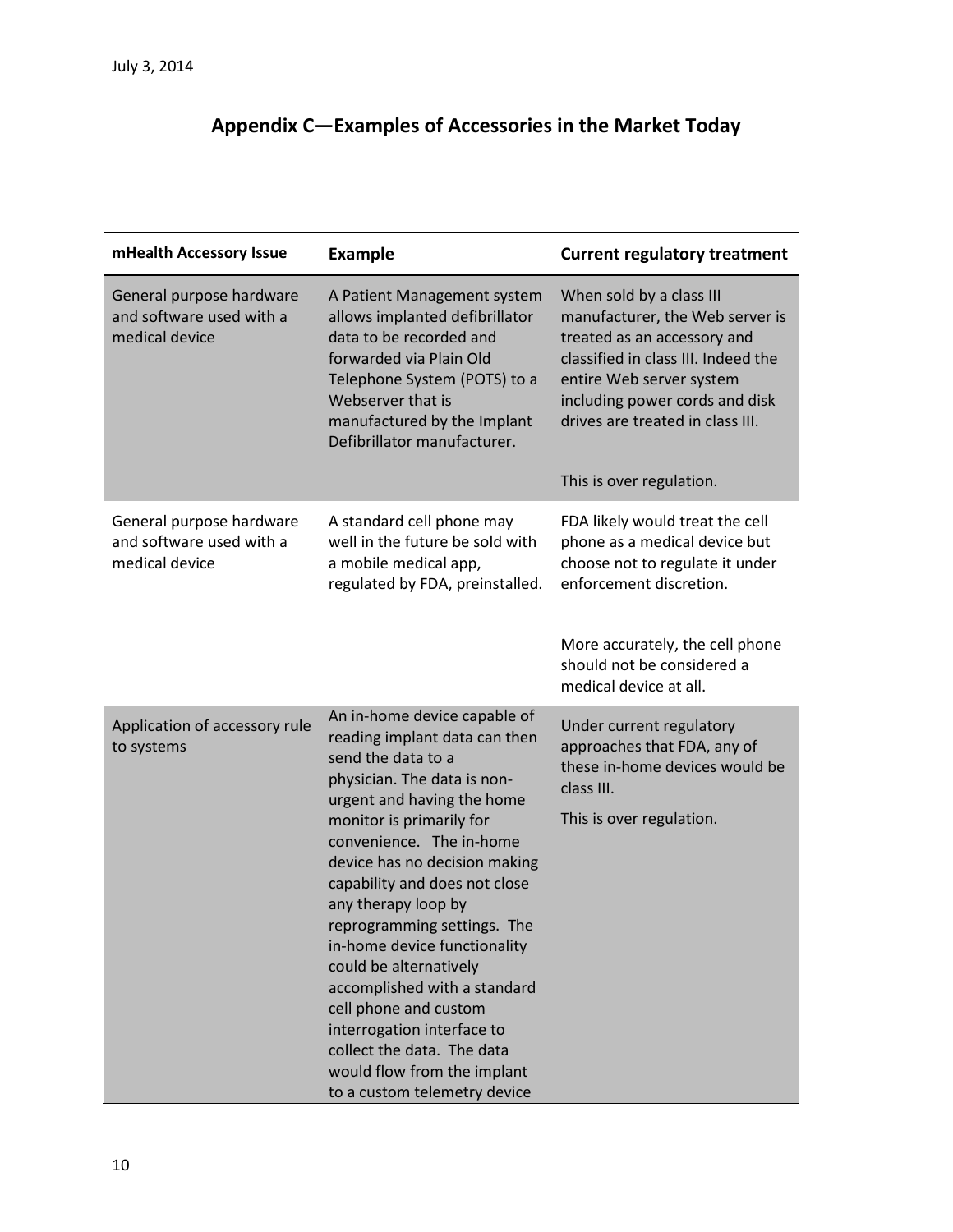July 3, 2014

## Appendix C—Examples of Accessories in the Market Today

| mHealth Accessory Issue | Example | Current regulatory treatment |
|---|---|---|
| General purpose hardware and software used with a medical device | A Patient Management system allows implanted defibrillator data to be recorded and forwarded via Plain Old Telephone System (POTS) to a Webserver that is manufactured by the Implant Defibrillator manufacturer. | When sold by a class III manufacturer, the Web server is treated as an accessory and classified in class III. Indeed the entire Web server system including power cords and disk drives are treated in class III.<br><br>This is over regulation. |
| General purpose hardware and software used with a medical device | A standard cell phone may well in the future be sold with a mobile medical app, regulated by FDA, preinstalled. | FDA likely would treat the cell phone as a medical device but choose not to regulate it under enforcement discretion.<br><br>More accurately, the cell phone should not be considered a medical device at all. |
| Application of accessory rule to systems | An in-home device capable of reading implant data can then send the data to a physician. The data is non-urgent and having the home monitor is primarily for convenience. The in-home device has no decision making capability and does not close any therapy loop by reprogramming settings. The in-home device functionality could be alternatively accomplished with a standard cell phone and custom interrogation interface to collect the data. The data would flow from the implant to a custom telemetry device | Under current regulatory approaches that FDA, any of these in-home devices would be class III.<br><br>This is over regulation. |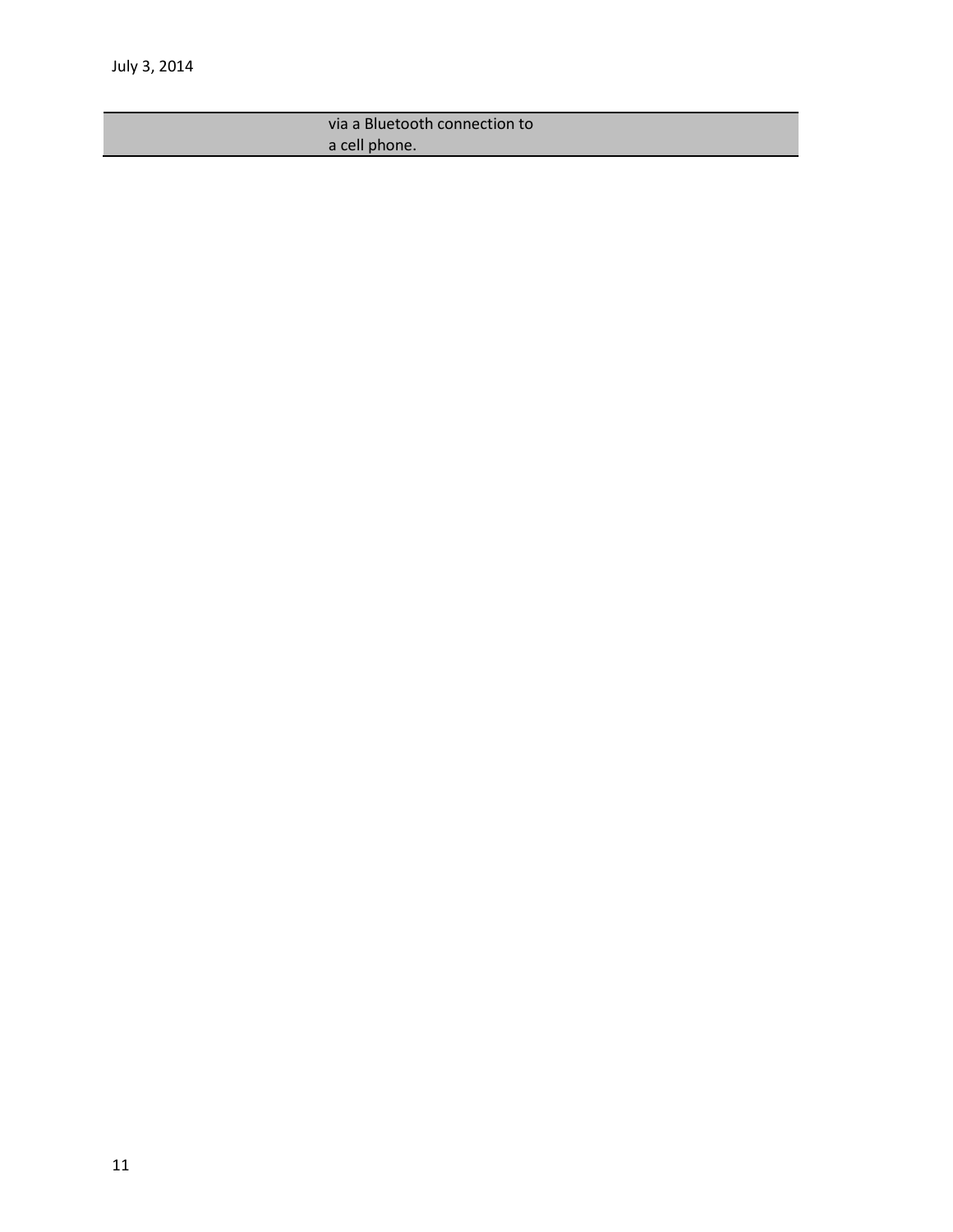| | | |
|---|---|---|
| | via a Bluetooth connection to a cell phone. | |